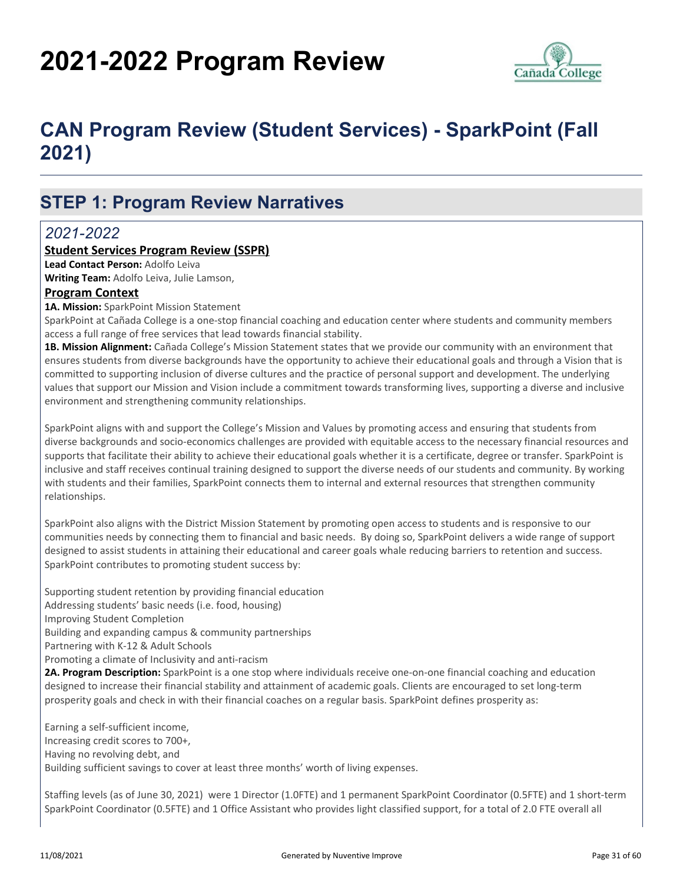# 2021-2022 Program Review

## CAN Program Review (Student Services) - SparkPoint (Fall 2021)

## STEP 1: Program Review Narratives

*2021-2022*

**Student Services Program Review (SSPR)**

**Lead Contact Person:** Adolfo Leiva

**Writing Team:** Adolfo Leiva, Julie Lamson,

**Program Context**

**1A. Mission:** SparkPoint Mission Statement

SparkPoint at Cañada College is a one-stop financial coaching and education center where students and community members access a full range of free services that lead towards financial stability.

**1B. Mission Alignment:** Cañada College's Mission Statement states that we provide our community with an environment that ensures students from diverse backgrounds have the opportunity to achieve their educational goals and through a Vision that is committed to supporting inclusion of diverse cultures and the practice of personal support and development. The underlying values that support our Mission and Vision include a commitment towards transforming lives, supporting a diverse and inclusive environment and strengthening community relationships.

SparkPoint aligns with and support the College's Mission and Values by promoting access and ensuring that students from diverse backgrounds and socio-economics challenges are provided with equitable access to the necessary financial resources and supports that facilitate their ability to achieve their educational goals whether it is a certificate, degree or transfer. SparkPoint is inclusive and staff receives continual training designed to support the diverse needs of our students and community. By working with students and their families, SparkPoint connects them to internal and external resources that strengthen community relationships.

SparkPoint also aligns with the District Mission Statement by promoting open access to students and is responsive to our communities needs by connecting them to financial and basic needs. By doing so, SparkPoint delivers a wide range of support designed to assist students in attaining their educational and career goals whale reducing barriers to retention and success. SparkPoint contributes to promoting student success by:

Supporting student retention by providing financial education
Addressing students' basic needs (i.e. food, housing)
Improving Student Completion
Building and expanding campus & community partnerships
Partnering with K-12 & Adult Schools
Promoting a climate of Inclusivity and anti-racism

**2A. Program Description:** SparkPoint is a one stop where individuals receive one-on-one financial coaching and education designed to increase their financial stability and attainment of academic goals. Clients are encouraged to set long-term prosperity goals and check in with their financial coaches on a regular basis. SparkPoint defines prosperity as:

Earning a self-sufficient income,
Increasing credit scores to 700+,
Having no revolving debt, and
Building sufficient savings to cover at least three months' worth of living expenses.

Staffing levels (as of June 30, 2021) were 1 Director (1.0FTE) and 1 permanent SparkPoint Coordinator (0.5FTE) and 1 short-term SparkPoint Coordinator (0.5FTE) and 1 Office Assistant who provides light classified support, for a total of 2.0 FTE overall all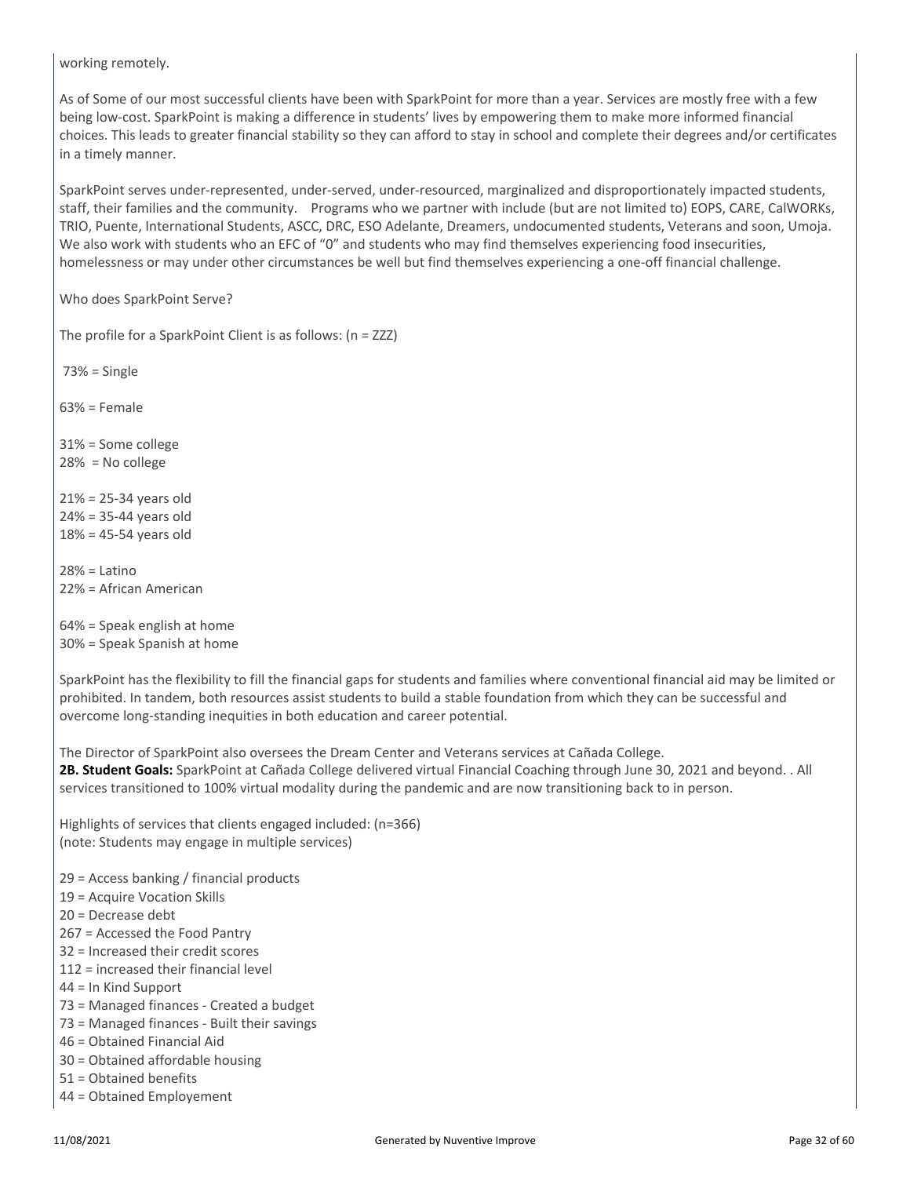working remotely.

As of Some of our most successful clients have been with SparkPoint for more than a year. Services are mostly free with a few being low-cost. SparkPoint is making a difference in students' lives by empowering them to make more informed financial choices. This leads to greater financial stability so they can afford to stay in school and complete their degrees and/or certificates in a timely manner.

SparkPoint serves under-represented, under-served, under-resourced, marginalized and disproportionately impacted students, staff, their families and the community. Programs who we partner with include (but are not limited to) EOPS, CARE, CalWORKs, TRIO, Puente, International Students, ASCC, DRC, ESO Adelante, Dreamers, undocumented students, Veterans and soon, Umoja. We also work with students who an EFC of "0" and students who may find themselves experiencing food insecurities, homelessness or may under other circumstances be well but find themselves experiencing a one-off financial challenge.

Who does SparkPoint Serve?

The profile for a SparkPoint Client is as follows: (n = ZZZ)

73% = Single

63% = Female

31% = Some college
28% = No college

21% = 25-34 years old
24% = 35-44 years old
18% = 45-54 years old

28% = Latino
22% = African American

64% = Speak english at home
30% = Speak Spanish at home

SparkPoint has the flexibility to fill the financial gaps for students and families where conventional financial aid may be limited or prohibited. In tandem, both resources assist students to build a stable foundation from which they can be successful and overcome long-standing inequities in both education and career potential.

The Director of SparkPoint also oversees the Dream Center and Veterans services at Cañada College.
**2B. Student Goals:** SparkPoint at Cañada College delivered virtual Financial Coaching through June 30, 2021 and beyond. . All services transitioned to 100% virtual modality during the pandemic and are now transitioning back to in person.

Highlights of services that clients engaged included: (n=366)
(note: Students may engage in multiple services)

29 = Access banking / financial products
19 = Acquire Vocation Skills
20 = Decrease debt
267 = Accessed the Food Pantry
32 = Increased their credit scores
112 = increased their financial level
44 = In Kind Support
73 = Managed finances - Created a budget
73 = Managed finances - Built their savings
46 = Obtained Financial Aid
30 = Obtained affordable housing
51 = Obtained benefits
44 = Obtained Employement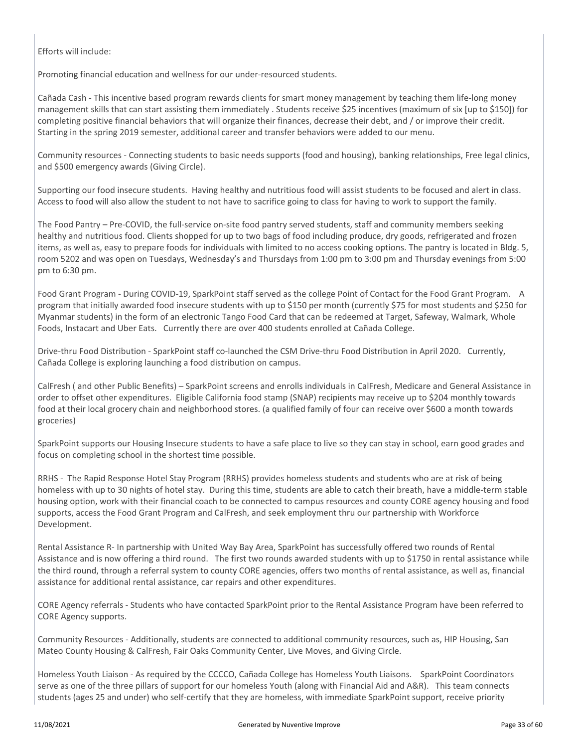Efforts will include:

Promoting financial education and wellness for our under-resourced students.

Cañada Cash - This incentive based program rewards clients for smart money management by teaching them life-long money management skills that can start assisting them immediately . Students receive $25 incentives (maximum of six [up to $150]) for completing positive financial behaviors that will organize their finances, decrease their debt, and / or improve their credit. Starting in the spring 2019 semester, additional career and transfer behaviors were added to our menu.

Community resources - Connecting students to basic needs supports (food and housing), banking relationships, Free legal clinics, and $500 emergency awards (Giving Circle).

Supporting our food insecure students. Having healthy and nutritious food will assist students to be focused and alert in class. Access to food will also allow the student to not have to sacrifice going to class for having to work to support the family.

The Food Pantry – Pre-COVID, the full-service on-site food pantry served students, staff and community members seeking healthy and nutritious food. Clients shopped for up to two bags of food including produce, dry goods, refrigerated and frozen items, as well as, easy to prepare foods for individuals with limited to no access cooking options. The pantry is located in Bldg. 5, room 5202 and was open on Tuesdays, Wednesday's and Thursdays from 1:00 pm to 3:00 pm and Thursday evenings from 5:00 pm to 6:30 pm.

Food Grant Program - During COVID-19, SparkPoint staff served as the college Point of Contact for the Food Grant Program. A program that initially awarded food insecure students with up to $150 per month (currently $75 for most students and $250 for Myanmar students) in the form of an electronic Tango Food Card that can be redeemed at Target, Safeway, Walmark, Whole Foods, Instacart and Uber Eats. Currently there are over 400 students enrolled at Cañada College.

Drive-thru Food Distribution - SparkPoint staff co-launched the CSM Drive-thru Food Distribution in April 2020. Currently, Cañada College is exploring launching a food distribution on campus.

CalFresh ( and other Public Benefits) – SparkPoint screens and enrolls individuals in CalFresh, Medicare and General Assistance in order to offset other expenditures. Eligible California food stamp (SNAP) recipients may receive up to $204 monthly towards food at their local grocery chain and neighborhood stores. (a qualified family of four can receive over $600 a month towards groceries)

SparkPoint supports our Housing Insecure students to have a safe place to live so they can stay in school, earn good grades and focus on completing school in the shortest time possible.

RRHS - The Rapid Response Hotel Stay Program (RRHS) provides homeless students and students who are at risk of being homeless with up to 30 nights of hotel stay. During this time, students are able to catch their breath, have a middle-term stable housing option, work with their financial coach to be connected to campus resources and county CORE agency housing and food supports, access the Food Grant Program and CalFresh, and seek employment thru our partnership with Workforce Development.

Rental Assistance R- In partnership with United Way Bay Area, SparkPoint has successfully offered two rounds of Rental Assistance and is now offering a third round. The first two rounds awarded students with up to $1750 in rental assistance while the third round, through a referral system to county CORE agencies, offers two months of rental assistance, as well as, financial assistance for additional rental assistance, car repairs and other expenditures.

CORE Agency referrals - Students who have contacted SparkPoint prior to the Rental Assistance Program have been referred to CORE Agency supports.

Community Resources - Additionally, students are connected to additional community resources, such as, HIP Housing, San Mateo County Housing & CalFresh, Fair Oaks Community Center, Live Moves, and Giving Circle.

Homeless Youth Liaison - As required by the CCCCO, Cañada College has Homeless Youth Liaisons. SparkPoint Coordinators serve as one of the three pillars of support for our homeless Youth (along with Financial Aid and A&R). This team connects students (ages 25 and under) who self-certify that they are homeless, with immediate SparkPoint support, receive priority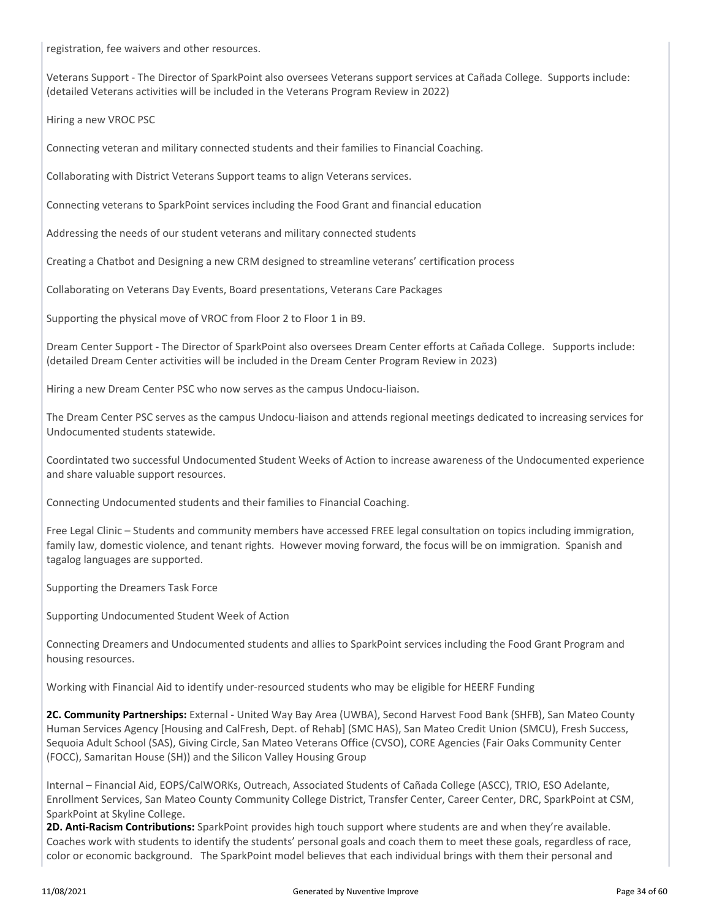registration, fee waivers and other resources.

Veterans Support - The Director of SparkPoint also oversees Veterans support services at Cañada College. Supports include: (detailed Veterans activities will be included in the Veterans Program Review in 2022)

Hiring a new VROC PSC

Connecting veteran and military connected students and their families to Financial Coaching.

Collaborating with District Veterans Support teams to align Veterans services.

Connecting veterans to SparkPoint services including the Food Grant and financial education

Addressing the needs of our student veterans and military connected students

Creating a Chatbot and Designing a new CRM designed to streamline veterans' certification process

Collaborating on Veterans Day Events, Board presentations, Veterans Care Packages

Supporting the physical move of VROC from Floor 2 to Floor 1 in B9.

Dream Center Support - The Director of SparkPoint also oversees Dream Center efforts at Cañada College. Supports include: (detailed Dream Center activities will be included in the Dream Center Program Review in 2023)

Hiring a new Dream Center PSC who now serves as the campus Undocu-liaison.

The Dream Center PSC serves as the campus Undocu-liaison and attends regional meetings dedicated to increasing services for Undocumented students statewide.

Coordintated two successful Undocumented Student Weeks of Action to increase awareness of the Undocumented experience and share valuable support resources.

Connecting Undocumented students and their families to Financial Coaching.

Free Legal Clinic – Students and community members have accessed FREE legal consultation on topics including immigration, family law, domestic violence, and tenant rights. However moving forward, the focus will be on immigration. Spanish and tagalog languages are supported.

Supporting the Dreamers Task Force

Supporting Undocumented Student Week of Action

Connecting Dreamers and Undocumented students and allies to SparkPoint services including the Food Grant Program and housing resources.

Working with Financial Aid to identify under-resourced students who may be eligible for HEERF Funding

**2C. Community Partnerships:** External - United Way Bay Area (UWBA), Second Harvest Food Bank (SHFB), San Mateo County Human Services Agency [Housing and CalFresh, Dept. of Rehab] (SMC HAS), San Mateo Credit Union (SMCU), Fresh Success, Sequoia Adult School (SAS), Giving Circle, San Mateo Veterans Office (CVSO), CORE Agencies (Fair Oaks Community Center (FOCC), Samaritan House (SH)) and the Silicon Valley Housing Group

Internal – Financial Aid, EOPS/CalWORKs, Outreach, Associated Students of Cañada College (ASCC), TRIO, ESO Adelante, Enrollment Services, San Mateo County Community College District, Transfer Center, Career Center, DRC, SparkPoint at CSM, SparkPoint at Skyline College.

**2D. Anti-Racism Contributions:** SparkPoint provides high touch support where students are and when they're available. Coaches work with students to identify the students' personal goals and coach them to meet these goals, regardless of race, color or economic background. The SparkPoint model believes that each individual brings with them their personal and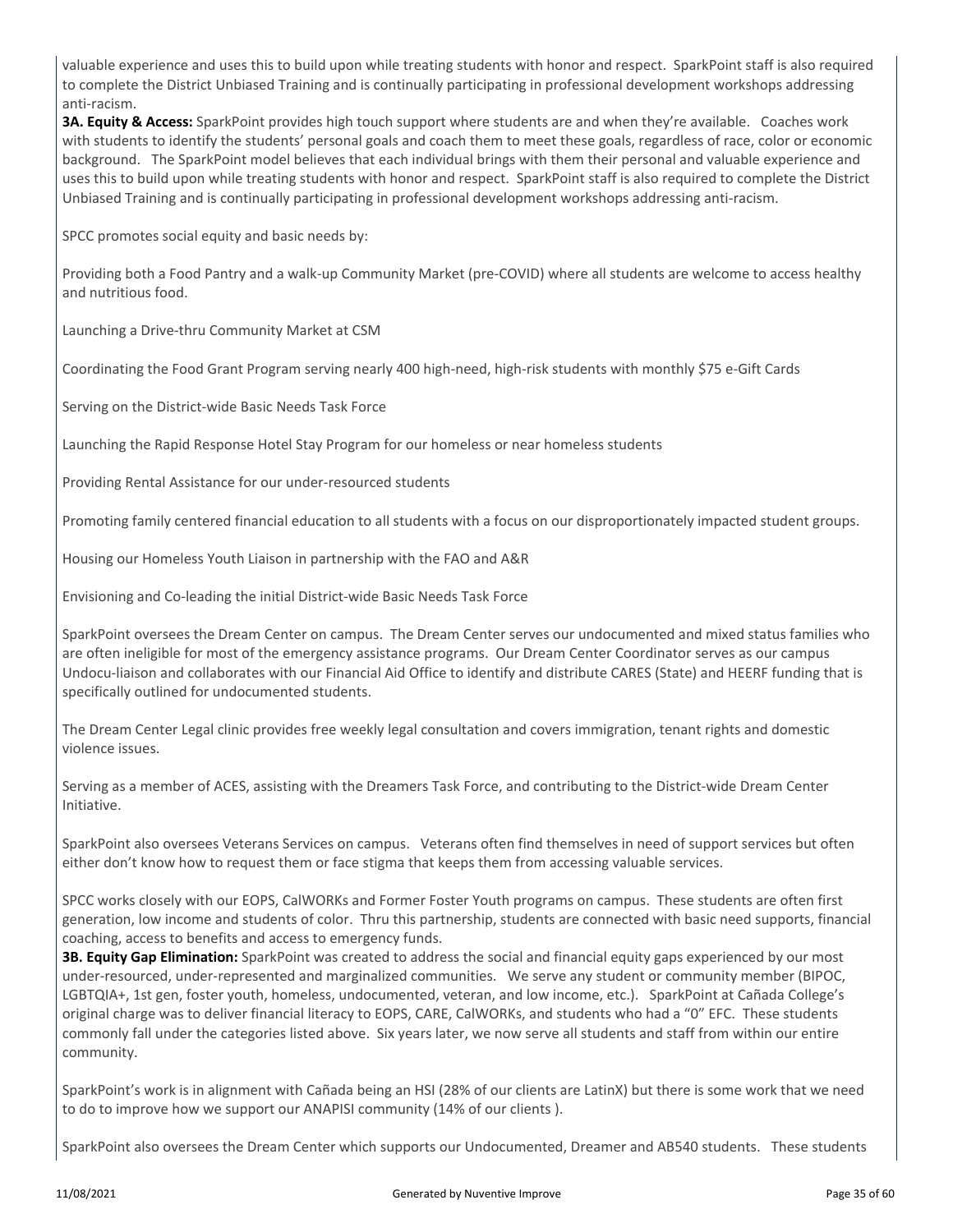valuable experience and uses this to build upon while treating students with honor and respect. SparkPoint staff is also required to complete the District Unbiased Training and is continually participating in professional development workshops addressing anti-racism.

**3A. Equity & Access:** SparkPoint provides high touch support where students are and when they're available. Coaches work with students to identify the students' personal goals and coach them to meet these goals, regardless of race, color or economic background. The SparkPoint model believes that each individual brings with them their personal and valuable experience and uses this to build upon while treating students with honor and respect. SparkPoint staff is also required to complete the District Unbiased Training and is continually participating in professional development workshops addressing anti-racism.

SPCC promotes social equity and basic needs by:

Providing both a Food Pantry and a walk-up Community Market (pre-COVID) where all students are welcome to access healthy and nutritious food.

Launching a Drive-thru Community Market at CSM

Coordinating the Food Grant Program serving nearly 400 high-need, high-risk students with monthly $75 e-Gift Cards

Serving on the District-wide Basic Needs Task Force

Launching the Rapid Response Hotel Stay Program for our homeless or near homeless students

Providing Rental Assistance for our under-resourced students

Promoting family centered financial education to all students with a focus on our disproportionately impacted student groups.

Housing our Homeless Youth Liaison in partnership with the FAO and A&R

Envisioning and Co-leading the initial District-wide Basic Needs Task Force

SparkPoint oversees the Dream Center on campus. The Dream Center serves our undocumented and mixed status families who are often ineligible for most of the emergency assistance programs. Our Dream Center Coordinator serves as our campus Undocu-liaison and collaborates with our Financial Aid Office to identify and distribute CARES (State) and HEERF funding that is specifically outlined for undocumented students.

The Dream Center Legal clinic provides free weekly legal consultation and covers immigration, tenant rights and domestic violence issues.

Serving as a member of ACES, assisting with the Dreamers Task Force, and contributing to the District-wide Dream Center Initiative.

SparkPoint also oversees Veterans Services on campus. Veterans often find themselves in need of support services but often either don't know how to request them or face stigma that keeps them from accessing valuable services.

SPCC works closely with our EOPS, CalWORKs and Former Foster Youth programs on campus. These students are often first generation, low income and students of color. Thru this partnership, students are connected with basic need supports, financial coaching, access to benefits and access to emergency funds.

**3B. Equity Gap Elimination:** SparkPoint was created to address the social and financial equity gaps experienced by our most under-resourced, under-represented and marginalized communities. We serve any student or community member (BIPOC, LGBTQIA+, 1st gen, foster youth, homeless, undocumented, veteran, and low income, etc.). SparkPoint at Cañada College's original charge was to deliver financial literacy to EOPS, CARE, CalWORKs, and students who had a "0" EFC. These students commonly fall under the categories listed above. Six years later, we now serve all students and staff from within our entire community.

SparkPoint's work is in alignment with Cañada being an HSI (28% of our clients are LatinX) but there is some work that we need to do to improve how we support our ANAPISI community (14% of our clients ).

SparkPoint also oversees the Dream Center which supports our Undocumented, Dreamer and AB540 students. These students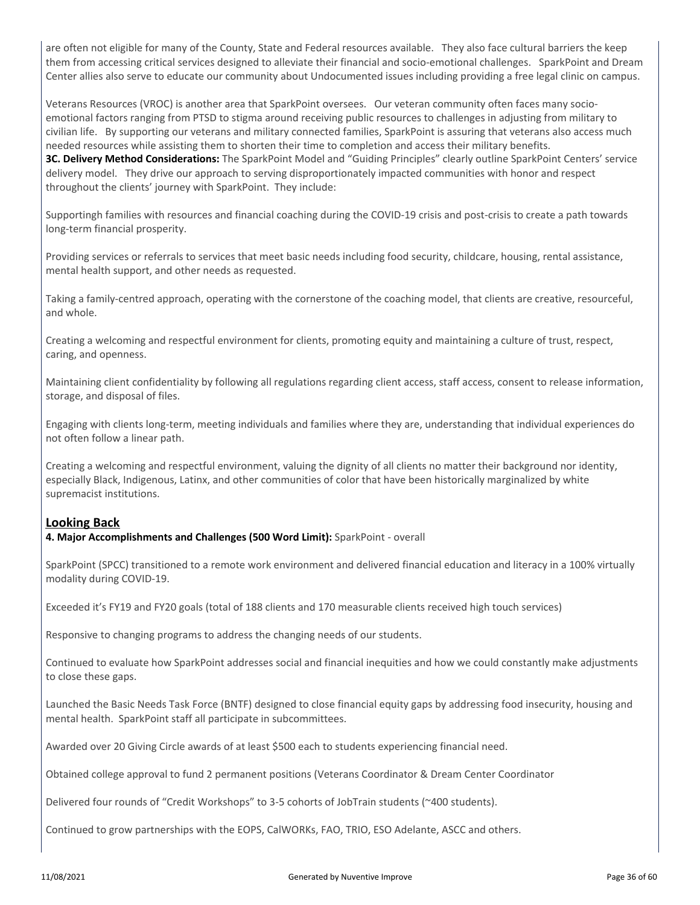are often not eligible for many of the County, State and Federal resources available. They also face cultural barriers the keep them from accessing critical services designed to alleviate their financial and socio-emotional challenges. SparkPoint and Dream Center allies also serve to educate our community about Undocumented issues including providing a free legal clinic on campus.

Veterans Resources (VROC) is another area that SparkPoint oversees. Our veteran community often faces many socio-emotional factors ranging from PTSD to stigma around receiving public resources to challenges in adjusting from military to civilian life. By supporting our veterans and military connected families, SparkPoint is assuring that veterans also access much needed resources while assisting them to shorten their time to completion and access their military benefits.

**3C. Delivery Method Considerations:** The SparkPoint Model and "Guiding Principles" clearly outline SparkPoint Centers' service delivery model. They drive our approach to serving disproportionately impacted communities with honor and respect throughout the clients' journey with SparkPoint. They include:

Supportingh families with resources and financial coaching during the COVID-19 crisis and post-crisis to create a path towards long-term financial prosperity.

Providing services or referrals to services that meet basic needs including food security, childcare, housing, rental assistance, mental health support, and other needs as requested.

Taking a family-centred approach, operating with the cornerstone of the coaching model, that clients are creative, resourceful, and whole.

Creating a welcoming and respectful environment for clients, promoting equity and maintaining a culture of trust, respect, caring, and openness.

Maintaining client confidentiality by following all regulations regarding client access, staff access, consent to release information, storage, and disposal of files.

Engaging with clients long-term, meeting individuals and families where they are, understanding that individual experiences do not often follow a linear path.

Creating a welcoming and respectful environment, valuing the dignity of all clients no matter their background nor identity, especially Black, Indigenous, Latinx, and other communities of color that have been historically marginalized by white supremacist institutions.

## Looking Back

**4. Major Accomplishments and Challenges (500 Word Limit):** SparkPoint - overall

SparkPoint (SPCC) transitioned to a remote work environment and delivered financial education and literacy in a 100% virtually modality during COVID-19.

Exceeded it's FY19 and FY20 goals (total of 188 clients and 170 measurable clients received high touch services)

Responsive to changing programs to address the changing needs of our students.

Continued to evaluate how SparkPoint addresses social and financial inequities and how we could constantly make adjustments to close these gaps.

Launched the Basic Needs Task Force (BNTF) designed to close financial equity gaps by addressing food insecurity, housing and mental health. SparkPoint staff all participate in subcommittees.

Awarded over 20 Giving Circle awards of at least $500 each to students experiencing financial need.

Obtained college approval to fund 2 permanent positions (Veterans Coordinator & Dream Center Coordinator

Delivered four rounds of "Credit Workshops" to 3-5 cohorts of JobTrain students (~400 students).

Continued to grow partnerships with the EOPS, CalWORKs, FAO, TRIO, ESO Adelante, ASCC and others.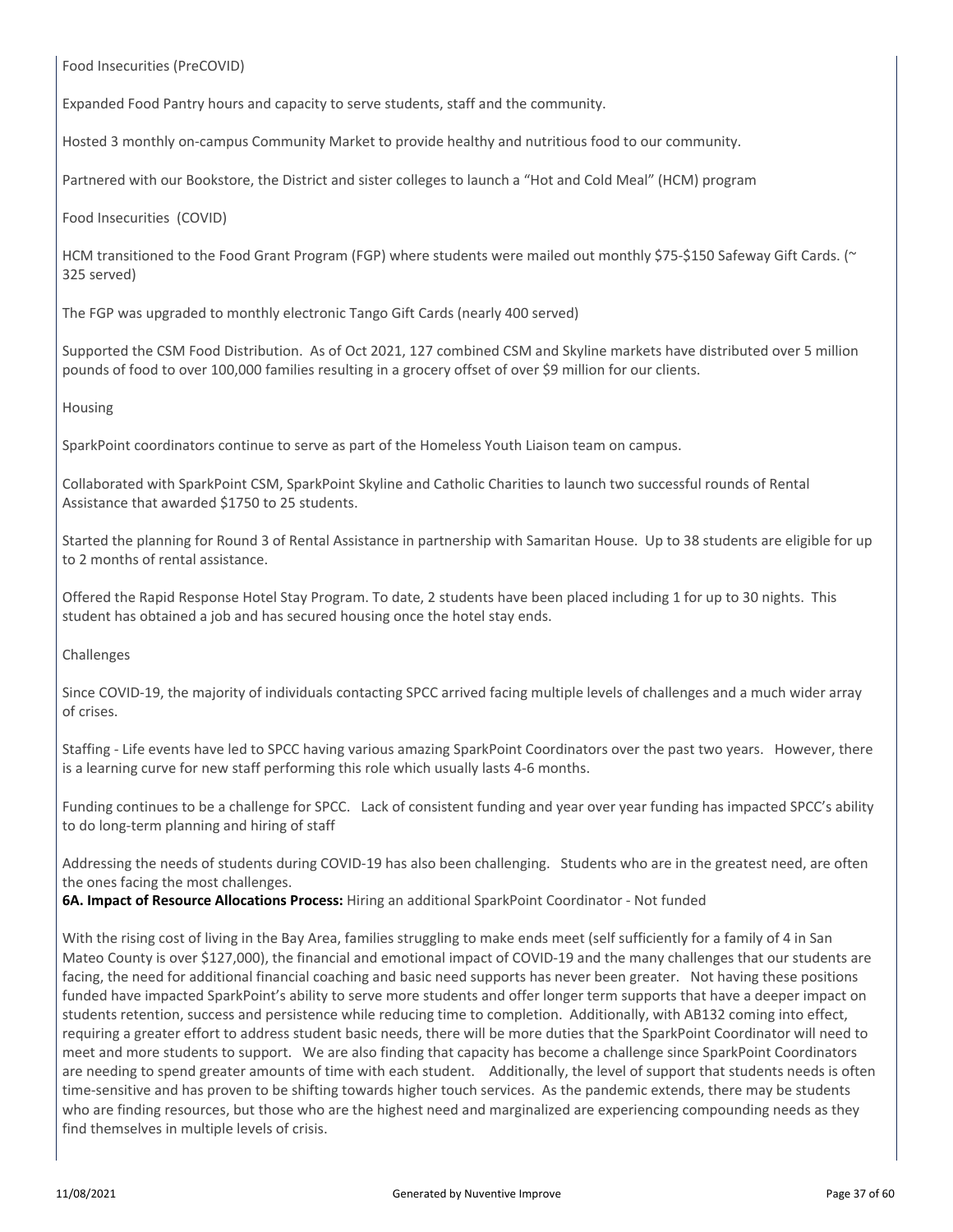Food Insecurities (PreCOVID)

Expanded Food Pantry hours and capacity to serve students, staff and the community.

Hosted 3 monthly on-campus Community Market to provide healthy and nutritious food to our community.

Partnered with our Bookstore, the District and sister colleges to launch a "Hot and Cold Meal" (HCM) program

Food Insecurities (COVID)

HCM transitioned to the Food Grant Program (FGP) where students were mailed out monthly $75-$150 Safeway Gift Cards. (~ 325 served)

The FGP was upgraded to monthly electronic Tango Gift Cards (nearly 400 served)

Supported the CSM Food Distribution. As of Oct 2021, 127 combined CSM and Skyline markets have distributed over 5 million pounds of food to over 100,000 families resulting in a grocery offset of over $9 million for our clients.

Housing

SparkPoint coordinators continue to serve as part of the Homeless Youth Liaison team on campus.

Collaborated with SparkPoint CSM, SparkPoint Skyline and Catholic Charities to launch two successful rounds of Rental Assistance that awarded $1750 to 25 students.

Started the planning for Round 3 of Rental Assistance in partnership with Samaritan House. Up to 38 students are eligible for up to 2 months of rental assistance.

Offered the Rapid Response Hotel Stay Program. To date, 2 students have been placed including 1 for up to 30 nights. This student has obtained a job and has secured housing once the hotel stay ends.

Challenges

Since COVID-19, the majority of individuals contacting SPCC arrived facing multiple levels of challenges and a much wider array of crises.

Staffing - Life events have led to SPCC having various amazing SparkPoint Coordinators over the past two years. However, there is a learning curve for new staff performing this role which usually lasts 4-6 months.

Funding continues to be a challenge for SPCC. Lack of consistent funding and year over year funding has impacted SPCC's ability to do long-term planning and hiring of staff

Addressing the needs of students during COVID-19 has also been challenging. Students who are in the greatest need, are often the ones facing the most challenges.

**6A. Impact of Resource Allocations Process:** Hiring an additional SparkPoint Coordinator - Not funded

With the rising cost of living in the Bay Area, families struggling to make ends meet (self sufficiently for a family of 4 in San Mateo County is over $127,000), the financial and emotional impact of COVID-19 and the many challenges that our students are facing, the need for additional financial coaching and basic need supports has never been greater. Not having these positions funded have impacted SparkPoint's ability to serve more students and offer longer term supports that have a deeper impact on students retention, success and persistence while reducing time to completion. Additionally, with AB132 coming into effect, requiring a greater effort to address student basic needs, there will be more duties that the SparkPoint Coordinator will need to meet and more students to support. We are also finding that capacity has become a challenge since SparkPoint Coordinators are needing to spend greater amounts of time with each student. Additionally, the level of support that students needs is often time-sensitive and has proven to be shifting towards higher touch services. As the pandemic extends, there may be students who are finding resources, but those who are the highest need and marginalized are experiencing compounding needs as they find themselves in multiple levels of crisis.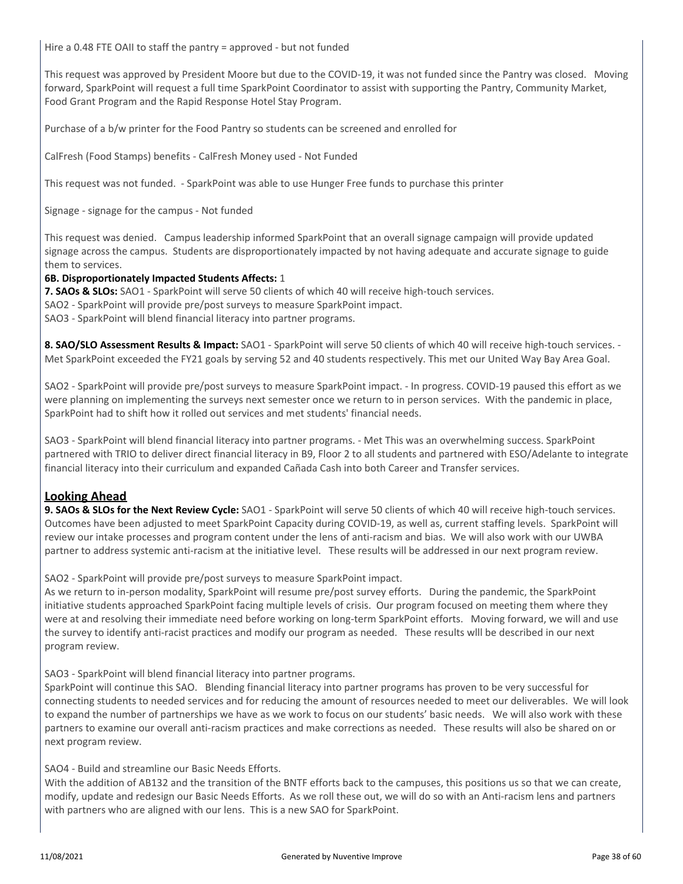Hire a 0.48 FTE OAII to staff the pantry = approved - but not funded

This request was approved by President Moore but due to the COVID-19, it was not funded since the Pantry was closed. Moving forward, SparkPoint will request a full time SparkPoint Coordinator to assist with supporting the Pantry, Community Market, Food Grant Program and the Rapid Response Hotel Stay Program.

Purchase of a b/w printer for the Food Pantry so students can be screened and enrolled for

CalFresh (Food Stamps) benefits - CalFresh Money used - Not Funded

This request was not funded. - SparkPoint was able to use Hunger Free funds to purchase this printer

Signage - signage for the campus - Not funded

This request was denied. Campus leadership informed SparkPoint that an overall signage campaign will provide updated signage across the campus. Students are disproportionately impacted by not having adequate and accurate signage to guide them to services.

**6B. Disproportionately Impacted Students Affects:** 1

**7. SAOs & SLOs:** SAO1 - SparkPoint will serve 50 clients of which 40 will receive high-touch services.
SAO2 - SparkPoint will provide pre/post surveys to measure SparkPoint impact.
SAO3 - SparkPoint will blend financial literacy into partner programs.

**8. SAO/SLO Assessment Results & Impact:** SAO1 - SparkPoint will serve 50 clients of which 40 will receive high-touch services. - Met SparkPoint exceeded the FY21 goals by serving 52 and 40 students respectively. This met our United Way Bay Area Goal.

SAO2 - SparkPoint will provide pre/post surveys to measure SparkPoint impact. - In progress. COVID-19 paused this effort as we were planning on implementing the surveys next semester once we return to in person services. With the pandemic in place, SparkPoint had to shift how it rolled out services and met students' financial needs.

SAO3 - SparkPoint will blend financial literacy into partner programs. - Met This was an overwhelming success. SparkPoint partnered with TRIO to deliver direct financial literacy in B9, Floor 2 to all students and partnered with ESO/Adelante to integrate financial literacy into their curriculum and expanded Cañada Cash into both Career and Transfer services.

## Looking Ahead

**9. SAOs & SLOs for the Next Review Cycle:** SAO1 - SparkPoint will serve 50 clients of which 40 will receive high-touch services. Outcomes have been adjusted to meet SparkPoint Capacity during COVID-19, as well as, current staffing levels. SparkPoint will review our intake processes and program content under the lens of anti-racism and bias. We will also work with our UWBA partner to address systemic anti-racism at the initiative level. These results will be addressed in our next program review.

SAO2 - SparkPoint will provide pre/post surveys to measure SparkPoint impact.
As we return to in-person modality, SparkPoint will resume pre/post survey efforts. During the pandemic, the SparkPoint initiative students approached SparkPoint facing multiple levels of crisis. Our program focused on meeting them where they were at and resolving their immediate need before working on long-term SparkPoint efforts. Moving forward, we will and use the survey to identify anti-racist practices and modify our program as needed. These results wlll be described in our next program review.

SAO3 - SparkPoint will blend financial literacy into partner programs.
SparkPoint will continue this SAO. Blending financial literacy into partner programs has proven to be very successful for connecting students to needed services and for reducing the amount of resources needed to meet our deliverables. We will look to expand the number of partnerships we have as we work to focus on our students' basic needs. We will also work with these partners to examine our overall anti-racism practices and make corrections as needed. These results will also be shared on or next program review.

SAO4 - Build and streamline our Basic Needs Efforts.
With the addition of AB132 and the transition of the BNTF efforts back to the campuses, this positions us so that we can create, modify, update and redesign our Basic Needs Efforts. As we roll these out, we will do so with an Anti-racism lens and partners with partners who are aligned with our lens. This is a new SAO for SparkPoint.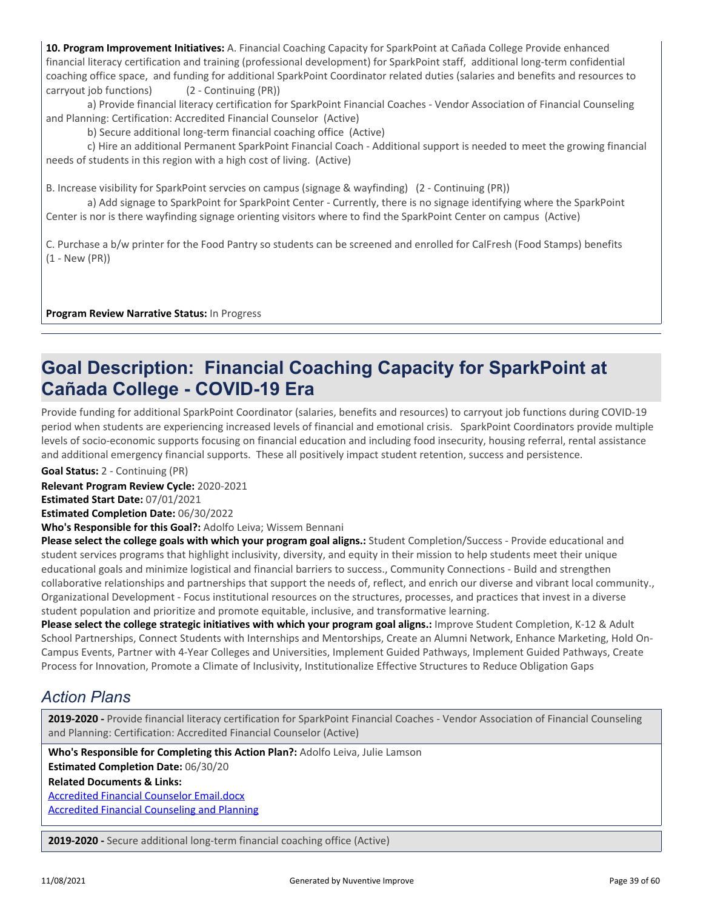**10. Program Improvement Initiatives:** A. Financial Coaching Capacity for SparkPoint at Cañada College Provide enhanced financial literacy certification and training (professional development) for SparkPoint staff, additional long-term confidential coaching office space, and funding for additional SparkPoint Coordinator related duties (salaries and benefits and resources to carryout job functions) (2 - Continuing (PR))

a) Provide financial literacy certification for SparkPoint Financial Coaches - Vendor Association of Financial Counseling and Planning: Certification: Accredited Financial Counselor (Active)

b) Secure additional long-term financial coaching office (Active)

c) Hire an additional Permanent SparkPoint Financial Coach - Additional support is needed to meet the growing financial needs of students in this region with a high cost of living. (Active)

B. Increase visibility for SparkPoint servcies on campus (signage & wayfinding) (2 - Continuing (PR))

a) Add signage to SparkPoint for SparkPoint Center - Currently, there is no signage identifying where the SparkPoint Center is nor is there wayfinding signage orienting visitors where to find the SparkPoint Center on campus (Active)

C. Purchase a b/w printer for the Food Pantry so students can be screened and enrolled for CalFresh (Food Stamps) benefits (1 - New (PR))

**Program Review Narrative Status:** In Progress

# Goal Description: Financial Coaching Capacity for SparkPoint at Cañada College - COVID-19 Era

Provide funding for additional SparkPoint Coordinator (salaries, benefits and resources) to carryout job functions during COVID-19 period when students are experiencing increased levels of financial and emotional crisis. SparkPoint Coordinators provide multiple levels of socio-economic supports focusing on financial education and including food insecurity, housing referral, rental assistance and additional emergency financial supports. These all positively impact student retention, success and persistence.

**Goal Status:** 2 - Continuing (PR)

**Relevant Program Review Cycle:** 2020-2021

**Estimated Start Date:** 07/01/2021

**Estimated Completion Date:** 06/30/2022

**Who's Responsible for this Goal?:** Adolfo Leiva; Wissem Bennani

**Please select the college goals with which your program goal aligns.:** Student Completion/Success - Provide educational and student services programs that highlight inclusivity, diversity, and equity in their mission to help students meet their unique educational goals and minimize logistical and financial barriers to success., Community Connections - Build and strengthen collaborative relationships and partnerships that support the needs of, reflect, and enrich our diverse and vibrant local community., Organizational Development - Focus institutional resources on the structures, processes, and practices that invest in a diverse student population and prioritize and promote equitable, inclusive, and transformative learning.

**Please select the college strategic initiatives with which your program goal aligns.:** Improve Student Completion, K-12 & Adult School Partnerships, Connect Students with Internships and Mentorships, Create an Alumni Network, Enhance Marketing, Hold On-Campus Events, Partner with 4-Year Colleges and Universities, Implement Guided Pathways, Implement Guided Pathways, Create Process for Innovation, Promote a Climate of Inclusivity, Institutionalize Effective Structures to Reduce Obligation Gaps

## *Action Plans*

**2019-2020 -** Provide financial literacy certification for SparkPoint Financial Coaches - Vendor Association of Financial Counseling and Planning: Certification: Accredited Financial Counselor (Active)

**Who's Responsible for Completing this Action Plan?:** Adolfo Leiva, Julie Lamson

**Estimated Completion Date:** 06/30/20

**Related Documents & Links:**

Accredited Financial Counselor Email.docx

Accredited Financial Counseling and Planning

**2019-2020 -** Secure additional long-term financial coaching office (Active)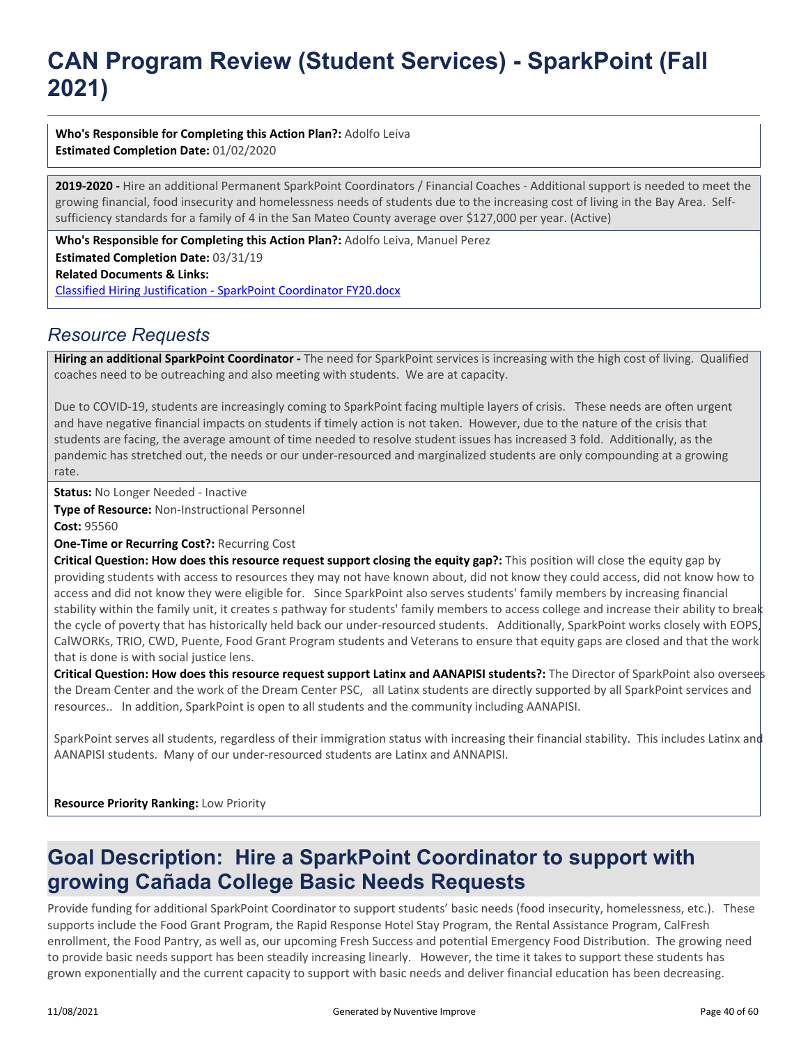# CAN Program Review (Student Services) - SparkPoint (Fall 2021)

**Who's Responsible for Completing this Action Plan?:** Adolfo Leiva
**Estimated Completion Date:** 01/02/2020

**2019-2020 -** Hire an additional Permanent SparkPoint Coordinators / Financial Coaches - Additional support is needed to meet the growing financial, food insecurity and homelessness needs of students due to the increasing cost of living in the Bay Area. Self-sufficiency standards for a family of 4 in the San Mateo County average over $127,000 per year. (Active)

**Who's Responsible for Completing this Action Plan?:** Adolfo Leiva, Manuel Perez
**Estimated Completion Date:** 03/31/19
**Related Documents & Links:**
Classified Hiring Justification - SparkPoint Coordinator FY20.docx

## *Resource Requests*

**Hiring an additional SparkPoint Coordinator -** The need for SparkPoint services is increasing with the high cost of living. Qualified coaches need to be outreaching and also meeting with students. We are at capacity.

Due to COVID-19, students are increasingly coming to SparkPoint facing multiple layers of crisis. These needs are often urgent and have negative financial impacts on students if timely action is not taken. However, due to the nature of the crisis that students are facing, the average amount of time needed to resolve student issues has increased 3 fold. Additionally, as the pandemic has stretched out, the needs or our under-resourced and marginalized students are only compounding at a growing rate.

**Status:** No Longer Needed - Inactive
**Type of Resource:** Non-Instructional Personnel
**Cost:** 95560
**One-Time or Recurring Cost?:** Recurring Cost
**Critical Question: How does this resource request support closing the equity gap?:** This position will close the equity gap by providing students with access to resources they may not have known about, did not know they could access, did not know how to access and did not know they were eligible for. Since SparkPoint also serves students' family members by increasing financial stability within the family unit, it creates s pathway for students' family members to access college and increase their ability to break the cycle of poverty that has historically held back our under-resourced students. Additionally, SparkPoint works closely with EOPS, CalWORKs, TRIO, CWD, Puente, Food Grant Program students and Veterans to ensure that equity gaps are closed and that the work that is done is with social justice lens.
**Critical Question: How does this resource request support Latinx and AANAPISI students?:** The Director of SparkPoint also oversees the Dream Center and the work of the Dream Center PSC, all Latinx students are directly supported by all SparkPoint services and resources.. In addition, SparkPoint is open to all students and the community including AANAPISI.

SparkPoint serves all students, regardless of their immigration status with increasing their financial stability. This includes Latinx and AANAPISI students. Many of our under-resourced students are Latinx and ANNAPISI.

**Resource Priority Ranking:** Low Priority

## Goal Description: Hire a SparkPoint Coordinator to support with growing Cañada College Basic Needs Requests

Provide funding for additional SparkPoint Coordinator to support students' basic needs (food insecurity, homelessness, etc.). These supports include the Food Grant Program, the Rapid Response Hotel Stay Program, the Rental Assistance Program, CalFresh enrollment, the Food Pantry, as well as, our upcoming Fresh Success and potential Emergency Food Distribution. The growing need to provide basic needs support has been steadily increasing linearly. However, the time it takes to support these students has grown exponentially and the current capacity to support with basic needs and deliver financial education has been decreasing.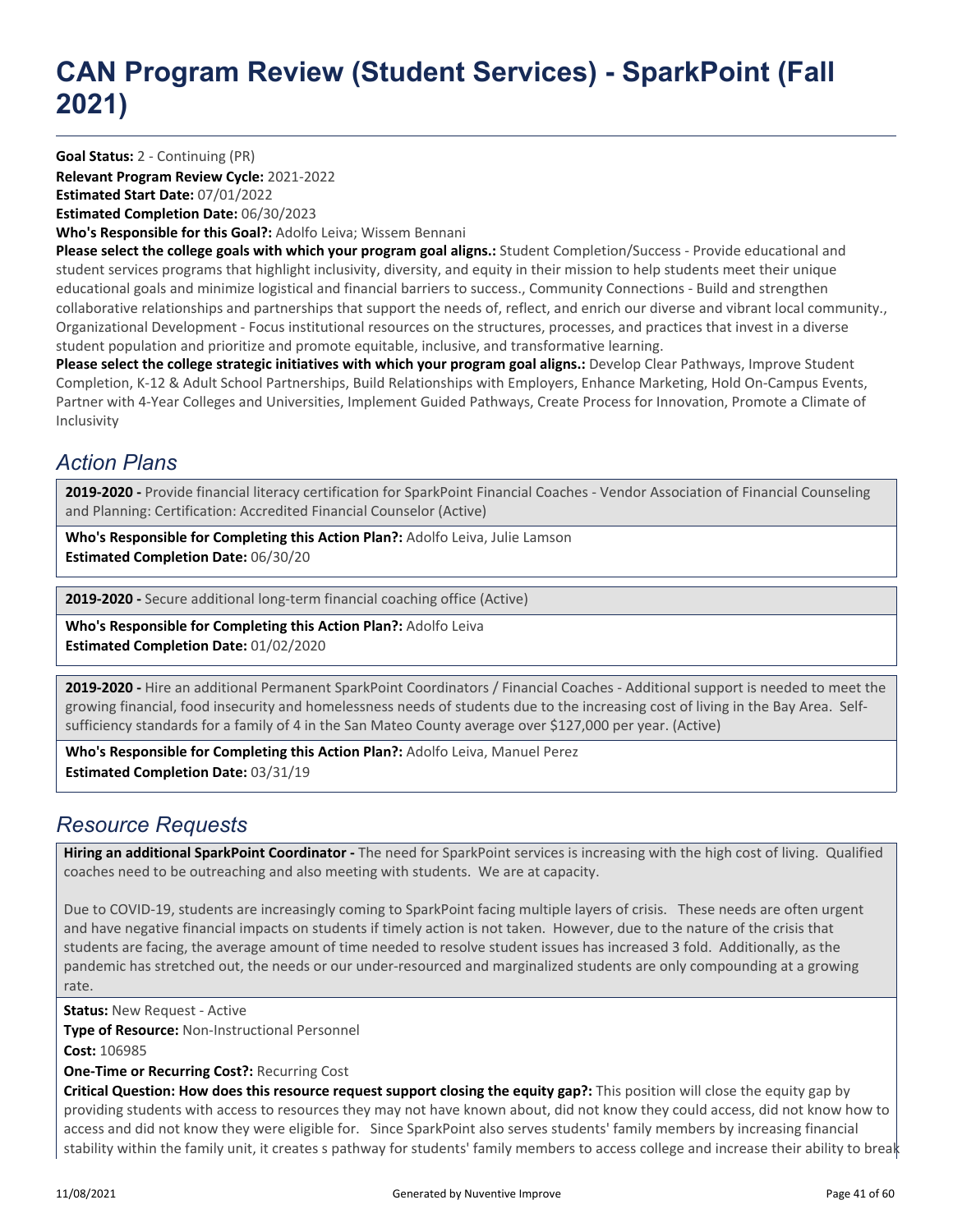# CAN Program Review (Student Services) - SparkPoint (Fall 2021)

**Goal Status:** 2 - Continuing (PR)
**Relevant Program Review Cycle:** 2021-2022
**Estimated Start Date:** 07/01/2022
**Estimated Completion Date:** 06/30/2023
**Who's Responsible for this Goal?:** Adolfo Leiva; Wissem Bennani
**Please select the college goals with which your program goal aligns.:** Student Completion/Success - Provide educational and student services programs that highlight inclusivity, diversity, and equity in their mission to help students meet their unique educational goals and minimize logistical and financial barriers to success., Community Connections - Build and strengthen collaborative relationships and partnerships that support the needs of, reflect, and enrich our diverse and vibrant local community., Organizational Development - Focus institutional resources on the structures, processes, and practices that invest in a diverse student population and prioritize and promote equitable, inclusive, and transformative learning.
**Please select the college strategic initiatives with which your program goal aligns.:** Develop Clear Pathways, Improve Student Completion, K-12 & Adult School Partnerships, Build Relationships with Employers, Enhance Marketing, Hold On-Campus Events, Partner with 4-Year Colleges and Universities, Implement Guided Pathways, Create Process for Innovation, Promote a Climate of Inclusivity

## *Action Plans*

**2019-2020 -** Provide financial literacy certification for SparkPoint Financial Coaches - Vendor Association of Financial Counseling and Planning: Certification: Accredited Financial Counselor (Active)

**Who's Responsible for Completing this Action Plan?:** Adolfo Leiva, Julie Lamson
**Estimated Completion Date:** 06/30/20

**2019-2020 -** Secure additional long-term financial coaching office (Active)

**Who's Responsible for Completing this Action Plan?:** Adolfo Leiva
**Estimated Completion Date:** 01/02/2020

**2019-2020 -** Hire an additional Permanent SparkPoint Coordinators / Financial Coaches - Additional support is needed to meet the growing financial, food insecurity and homelessness needs of students due to the increasing cost of living in the Bay Area. Self-sufficiency standards for a family of 4 in the San Mateo County average over $127,000 per year. (Active)

**Who's Responsible for Completing this Action Plan?:** Adolfo Leiva, Manuel Perez
**Estimated Completion Date:** 03/31/19

## *Resource Requests*

**Hiring an additional SparkPoint Coordinator -** The need for SparkPoint services is increasing with the high cost of living. Qualified coaches need to be outreaching and also meeting with students. We are at capacity.

Due to COVID-19, students are increasingly coming to SparkPoint facing multiple layers of crisis. These needs are often urgent and have negative financial impacts on students if timely action is not taken. However, due to the nature of the crisis that students are facing, the average amount of time needed to resolve student issues has increased 3 fold. Additionally, as the pandemic has stretched out, the needs or our under-resourced and marginalized students are only compounding at a growing rate.

**Status:** New Request - Active
**Type of Resource:** Non-Instructional Personnel
**Cost:** 106985
**One-Time or Recurring Cost?:** Recurring Cost
**Critical Question: How does this resource request support closing the equity gap?:** This position will close the equity gap by providing students with access to resources they may not have known about, did not know they could access, did not know how to access and did not know they were eligible for. Since SparkPoint also serves students' family members by increasing financial stability within the family unit, it creates s pathway for students' family members to access college and increase their ability to break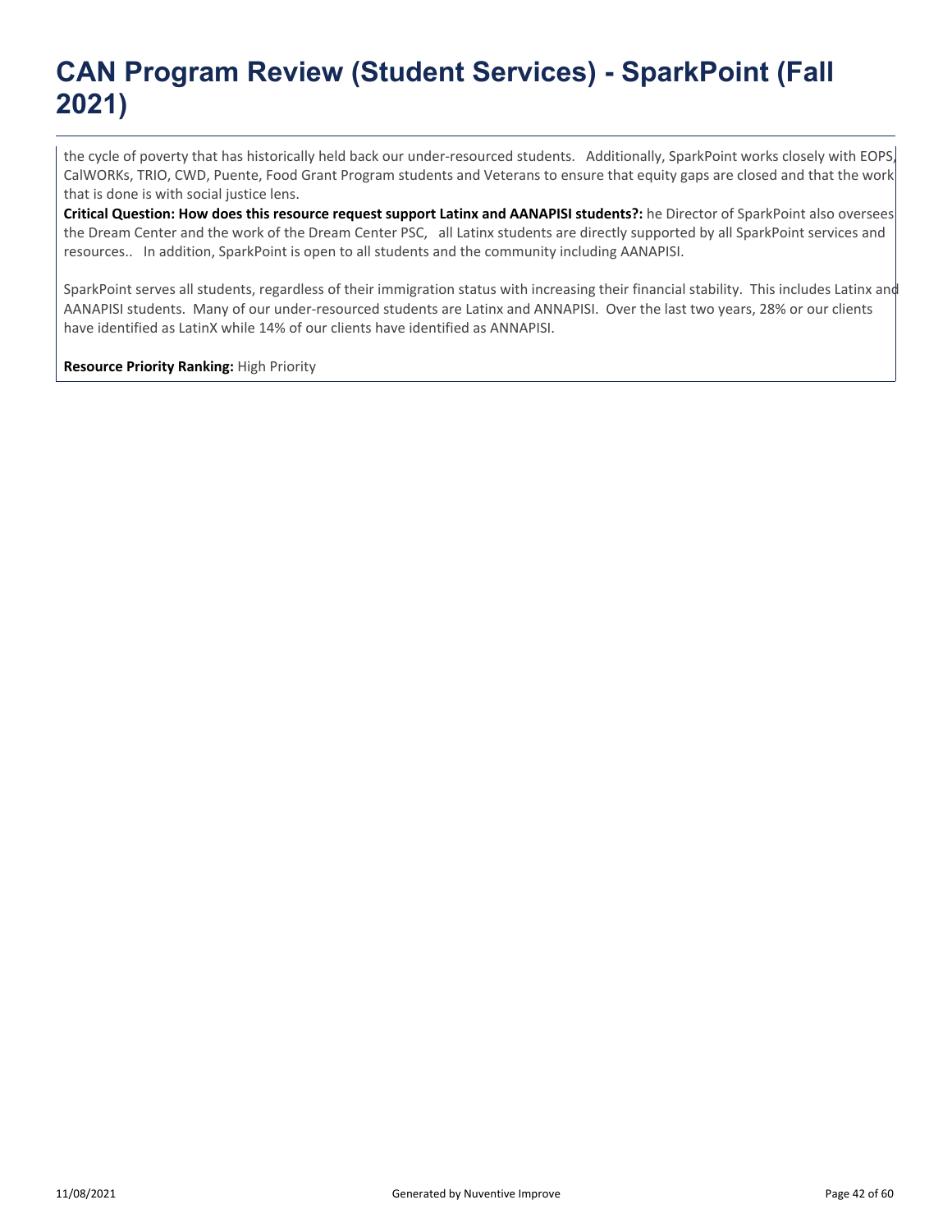the cycle of poverty that has historically held back our under-resourced students. Additionally, SparkPoint works closely with EOPS, CalWORKs, TRIO, CWD, Puente, Food Grant Program students and Veterans to ensure that equity gaps are closed and that the work that is done is with social justice lens.

**Critical Question: How does this resource request support Latinx and AANAPISI students?:** he Director of SparkPoint also oversees the Dream Center and the work of the Dream Center PSC, all Latinx students are directly supported by all SparkPoint services and resources.. In addition, SparkPoint is open to all students and the community including AANAPISI.

SparkPoint serves all students, regardless of their immigration status with increasing their financial stability. This includes Latinx and AANAPISI students. Many of our under-resourced students are Latinx and ANNAPISI. Over the last two years, 28% or our clients have identified as LatinX while 14% of our clients have identified as ANNAPISI.

**Resource Priority Ranking:** High Priority